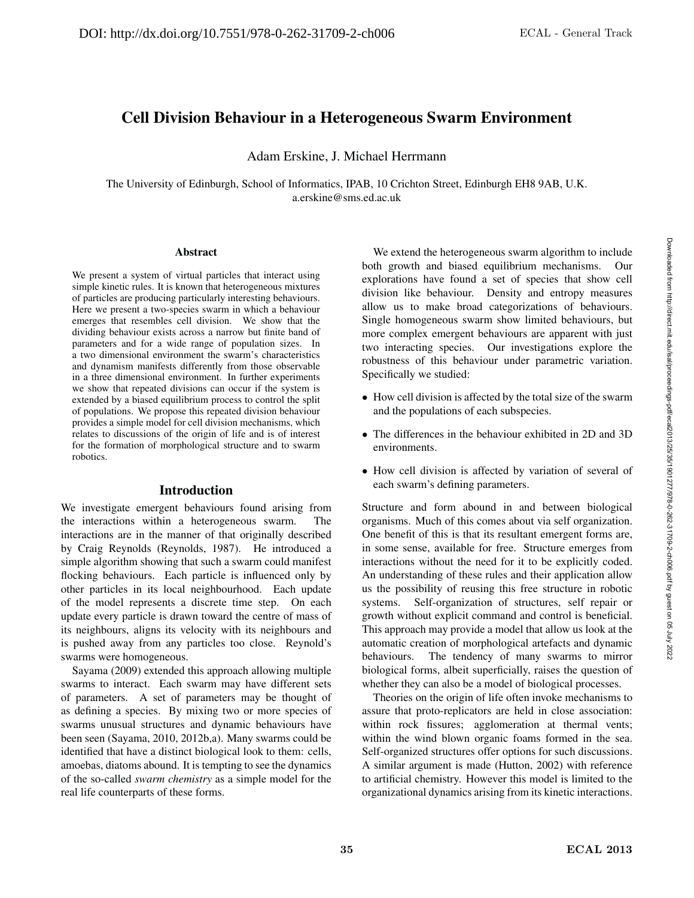# Cell Division Behaviour in a Heterogeneous Swarm Environment

Adam Erskine, J. Michael Herrmann

The University of Edinburgh, School of Informatics, IPAB, 10 Crichton Street, Edinburgh EH8 9AB, U.K.
a.erskine@sms.ed.ac.uk

## Abstract

We present a system of virtual particles that interact using simple kinetic rules. It is known that heterogeneous mixtures of particles are producing particularly interesting behaviours. Here we present a two-species swarm in which a behaviour emerges that resembles cell division. We show that the dividing behaviour exists across a narrow but finite band of parameters and for a wide range of population sizes. In a two dimensional environment the swarm's characteristics and dynamism manifests differently from those observable in a three dimensional environment. In further experiments we show that repeated divisions can occur if the system is extended by a biased equilibrium process to control the split of populations. We propose this repeated division behaviour provides a simple model for cell division mechanisms, which relates to discussions of the origin of life and is of interest for the formation of morphological structure and to swarm robotics.

## Introduction

We investigate emergent behaviours found arising from the interactions within a heterogeneous swarm. The interactions are in the manner of that originally described by Craig Reynolds (Reynolds, 1987). He introduced a simple algorithm showing that such a swarm could manifest flocking behaviours. Each particle is influenced only by other particles in its local neighbourhood. Each update of the model represents a discrete time step. On each update every particle is drawn toward the centre of mass of its neighbours, aligns its velocity with its neighbours and is pushed away from any particles too close. Reynold's swarms were homogeneous.

Sayama (2009) extended this approach allowing multiple swarms to interact. Each swarm may have different sets of parameters. A set of parameters may be thought of as defining a species. By mixing two or more species of swarms unusual structures and dynamic behaviours have been seen (Sayama, 2010, 2012b,a). Many swarms could be identified that have a distinct biological look to them: cells, amoebas, diatoms abound. It is tempting to see the dynamics of the so-called *swarm chemistry* as a simple model for the real life counterparts of these forms.

We extend the heterogeneous swarm algorithm to include both growth and biased equilibrium mechanisms. Our explorations have found a set of species that show cell division like behaviour. Density and entropy measures allow us to make broad categorizations of behaviours. Single homogeneous swarm show limited behaviours, but more complex emergent behaviours are apparent with just two interacting species. Our investigations explore the robustness of this behaviour under parametric variation. Specifically we studied:

- How cell division is affected by the total size of the swarm and the populations of each subspecies.
- The differences in the behaviour exhibited in 2D and 3D environments.
- How cell division is affected by variation of several of each swarm's defining parameters.

Structure and form abound in and between biological organisms. Much of this comes about via self organization. One benefit of this is that its resultant emergent forms are, in some sense, available for free. Structure emerges from interactions without the need for it to be explicitly coded. An understanding of these rules and their application allow us the possibility of reusing this free structure in robotic systems. Self-organization of structures, self repair or growth without explicit command and control is beneficial. This approach may provide a model that allow us look at the automatic creation of morphological artefacts and dynamic behaviours. The tendency of many swarms to mirror biological forms, albeit superficially, raises the question of whether they can also be a model of biological processes.

Theories on the origin of life often invoke mechanisms to assure that proto-replicators are held in close association: within rock fissures; agglomeration at thermal vents; within the wind blown organic foams formed in the sea. Self-organized structures offer options for such discussions. A similar argument is made (Hutton, 2002) with reference to artificial chemistry. However this model is limited to the organizational dynamics arising from its kinetic interactions.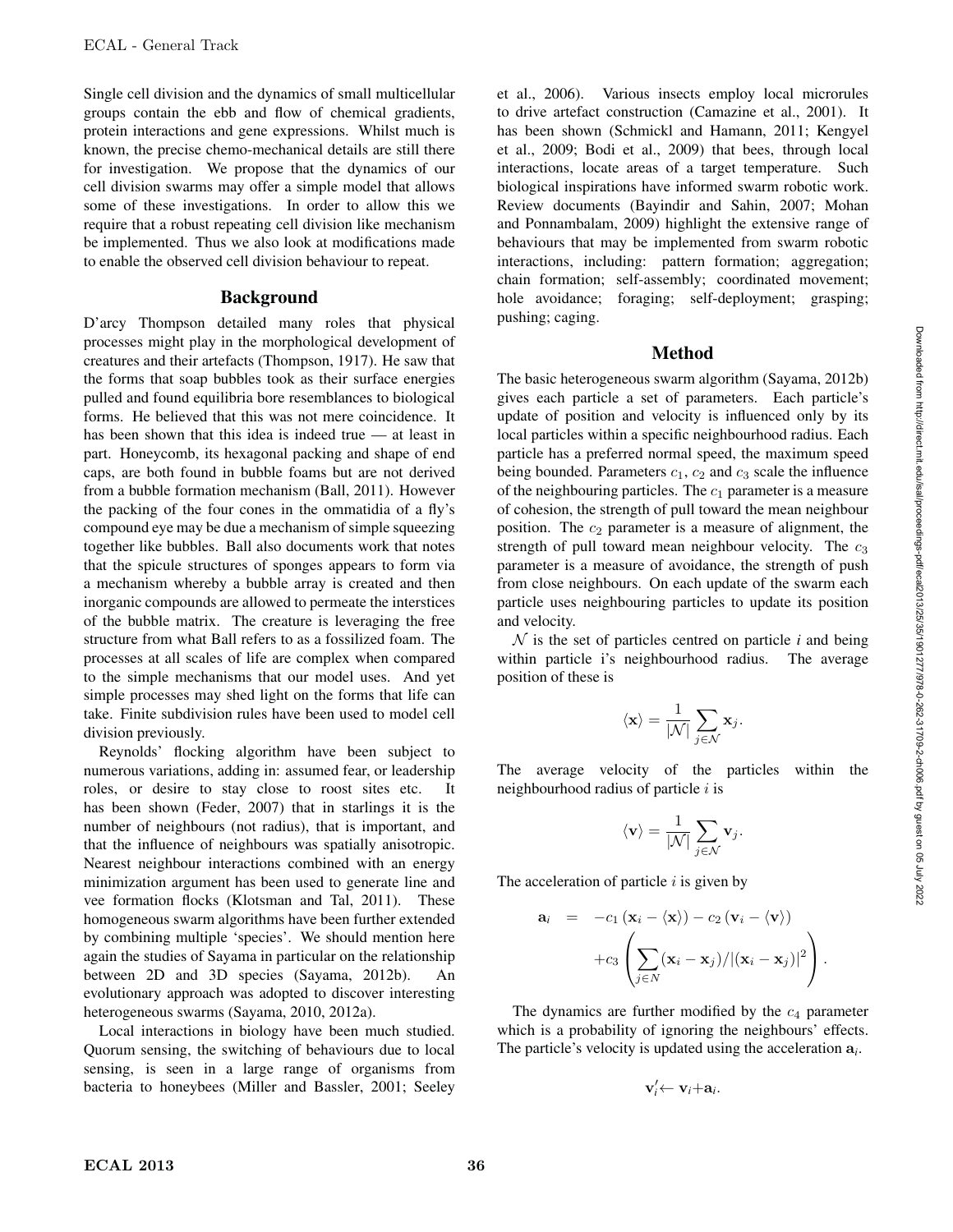Single cell division and the dynamics of small multicellular groups contain the ebb and flow of chemical gradients, protein interactions and gene expressions. Whilst much is known, the precise chemo-mechanical details are still there for investigation. We propose that the dynamics of our cell division swarms may offer a simple model that allows some of these investigations. In order to allow this we require that a robust repeating cell division like mechanism be implemented. Thus we also look at modifications made to enable the observed cell division behaviour to repeat.

## Background

D'arcy Thompson detailed many roles that physical processes might play in the morphological development of creatures and their artefacts (Thompson, 1917). He saw that the forms that soap bubbles took as their surface energies pulled and found equilibria bore resemblances to biological forms. He believed that this was not mere coincidence. It has been shown that this idea is indeed true — at least in part. Honeycomb, its hexagonal packing and shape of end caps, are both found in bubble foams but are not derived from a bubble formation mechanism (Ball, 2011). However the packing of the four cones in the ommatidia of a fly's compound eye may be due a mechanism of simple squeezing together like bubbles. Ball also documents work that notes that the spicule structures of sponges appears to form via a mechanism whereby a bubble array is created and then inorganic compounds are allowed to permeate the interstices of the bubble matrix. The creature is leveraging the free structure from what Ball refers to as a fossilized foam. The processes at all scales of life are complex when compared to the simple mechanisms that our model uses. And yet simple processes may shed light on the forms that life can take. Finite subdivision rules have been used to model cell division previously.

Reynolds' flocking algorithm have been subject to numerous variations, adding in: assumed fear, or leadership roles, or desire to stay close to roost sites etc. It has been shown (Feder, 2007) that in starlings it is the number of neighbours (not radius), that is important, and that the influence of neighbours was spatially anisotropic. Nearest neighbour interactions combined with an energy minimization argument has been used to generate line and vee formation flocks (Klotsman and Tal, 2011). These homogeneous swarm algorithms have been further extended by combining multiple 'species'. We should mention here again the studies of Sayama in particular on the relationship between 2D and 3D species (Sayama, 2012b). An evolutionary approach was adopted to discover interesting heterogeneous swarms (Sayama, 2010, 2012a).

Local interactions in biology have been much studied. Quorum sensing, the switching of behaviours due to local sensing, is seen in a large range of organisms from bacteria to honeybees (Miller and Bassler, 2001; Seeley et al., 2006). Various insects employ local microrules to drive artefact construction (Camazine et al., 2001). It has been shown (Schmickl and Hamann, 2011; Kengyel et al., 2009; Bodi et al., 2009) that bees, through local interactions, locate areas of a target temperature. Such biological inspirations have informed swarm robotic work. Review documents (Bayindir and Sahin, 2007; Mohan and Ponnambalam, 2009) highlight the extensive range of behaviours that may be implemented from swarm robotic interactions, including: pattern formation; aggregation; chain formation; self-assembly; coordinated movement; hole avoidance; foraging; self-deployment; grasping; pushing; caging.

## Method

The basic heterogeneous swarm algorithm (Sayama, 2012b) gives each particle a set of parameters. Each particle's update of position and velocity is influenced only by its local particles within a specific neighbourhood radius. Each particle has a preferred normal speed, the maximum speed being bounded. Parameters $c_1$, $c_2$ and $c_3$ scale the influence of the neighbouring particles. The $c_1$ parameter is a measure of cohesion, the strength of pull toward the mean neighbour position. The $c_2$ parameter is a measure of alignment, the strength of pull toward mean neighbour velocity. The $c_3$ parameter is a measure of avoidance, the strength of push from close neighbours. On each update of the swarm each particle uses neighbouring particles to update its position and velocity.

$\mathcal{N}$ is the set of particles centred on particle $i$ and being within particle i's neighbourhood radius. The average position of these is

$$\langle \mathbf{x} \rangle = \frac{1}{|\mathcal{N}|} \sum_{j \in \mathcal{N}} \mathbf{x}_j.$$

The average velocity of the particles within the neighbourhood radius of particle $i$ is

$$\langle \mathbf{v} \rangle = \frac{1}{|\mathcal{N}|} \sum_{j \in \mathcal{N}} \mathbf{v}_j.$$

The acceleration of particle $i$ is given by

$$\begin{aligned}\mathbf{a}_i &= -c_1 \left(\mathbf{x}_i - \langle \mathbf{x} \rangle\right) - c_2 \left(\mathbf{v}_i - \langle \mathbf{v} \rangle\right) \\ &\quad + c_3 \left( \sum_{j \in N} (\mathbf{x}_i - \mathbf{x}_j) / |(\mathbf{x}_i - \mathbf{x}_j)|^2 \right).\end{aligned}$$

The dynamics are further modified by the $c_4$ parameter which is a probability of ignoring the neighbours' effects. The particle's velocity is updated using the acceleration $\mathbf{a}_i$.

$$\mathbf{v}_i' \leftarrow \mathbf{v}_i + \mathbf{a}_i.$$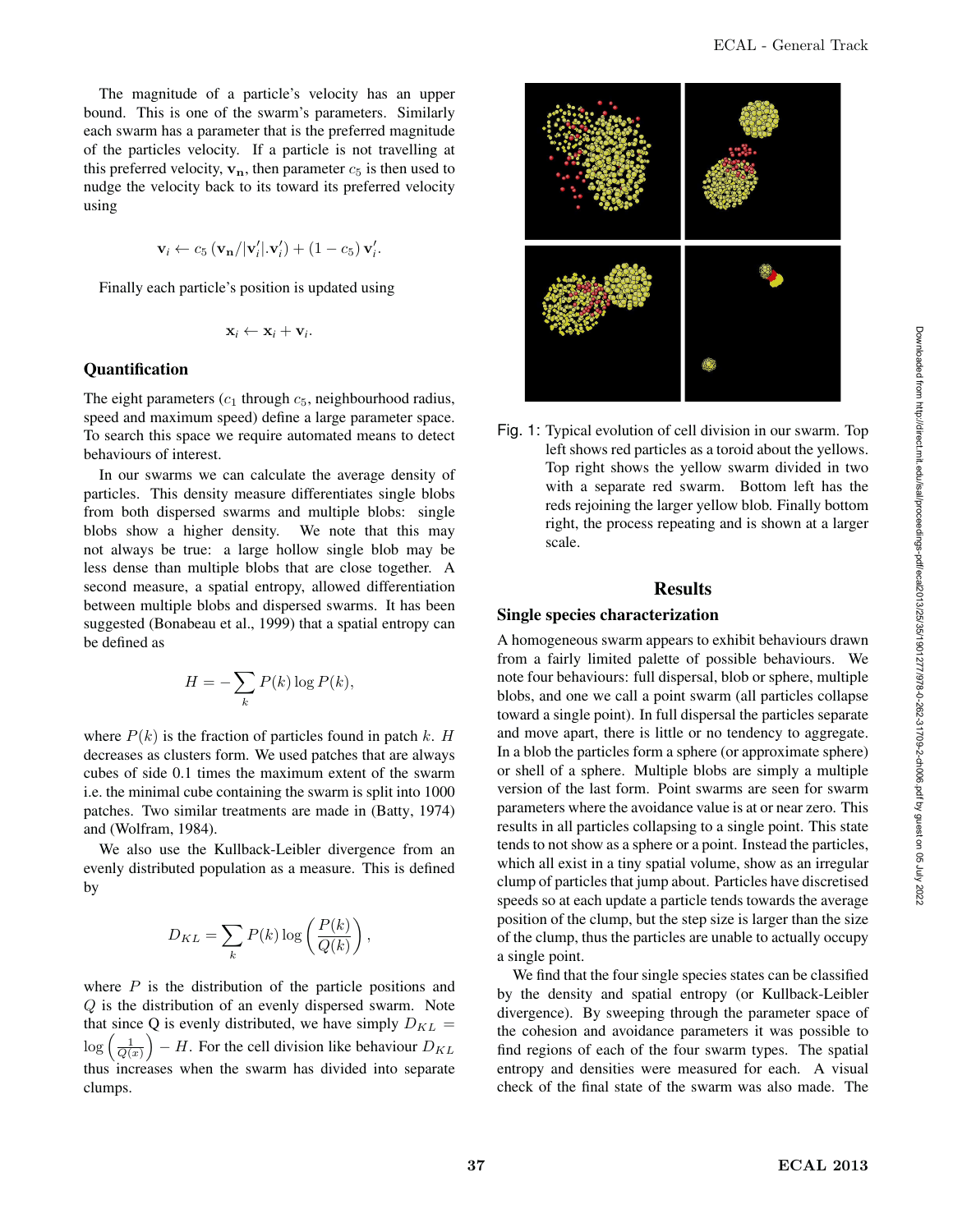The magnitude of a particle's velocity has an upper bound. This is one of the swarm's parameters. Similarly each swarm has a parameter that is the preferred magnitude of the particles velocity. If a particle is not travelling at this preferred velocity, $\mathbf{v_n}$, then parameter $c_5$ is then used to nudge the velocity back to its toward its preferred velocity using

$$\mathbf{v}_i \leftarrow c_5 \left( \mathbf{v_n} / |\mathbf{v}'_i| . \mathbf{v}'_i \right) + (1 - c_5)\, \mathbf{v}'_i.$$

Finally each particle's position is updated using

$$\mathbf{x}_i \leftarrow \mathbf{x}_i + \mathbf{v}_i.$$

### Quantification

The eight parameters ($c_1$ through $c_5$, neighbourhood radius, speed and maximum speed) define a large parameter space. To search this space we require automated means to detect behaviours of interest.

In our swarms we can calculate the average density of particles. This density measure differentiates single blobs from both dispersed swarms and multiple blobs: single blobs show a higher density. We note that this may not always be true: a large hollow single blob may be less dense than multiple blobs that are close together. A second measure, a spatial entropy, allowed differentiation between multiple blobs and dispersed swarms. It has been suggested (Bonabeau et al., 1999) that a spatial entropy can be defined as

$$H = -\sum_k P(k) \log P(k),$$

where $P(k)$ is the fraction of particles found in patch $k$. $H$ decreases as clusters form. We used patches that are always cubes of side 0.1 times the maximum extent of the swarm i.e. the minimal cube containing the swarm is split into 1000 patches. Two similar treatments are made in (Batty, 1974) and (Wolfram, 1984).

We also use the Kullback-Leibler divergence from an evenly distributed population as a measure. This is defined by

$$D_{KL} = \sum_k P(k) \log \left( \frac{P(k)}{Q(k)} \right),$$

where $P$ is the distribution of the particle positions and $Q$ is the distribution of an evenly dispersed swarm. Note that since Q is evenly distributed, we have simply $D_{KL} = \log \left( \frac{1}{Q(x)} \right) - H$. For the cell division like behaviour $D_{KL}$ thus increases when the swarm has divided into separate clumps.

Fig. 1: Typical evolution of cell division in our swarm. Top left shows red particles as a toroid about the yellows. Top right shows the yellow swarm divided in two with a separate red swarm. Bottom left has the reds rejoining the larger yellow blob. Finally bottom right, the process repeating and is shown at a larger scale.

## Results

### Single species characterization

A homogeneous swarm appears to exhibit behaviours drawn from a fairly limited palette of possible behaviours. We note four behaviours: full dispersal, blob or sphere, multiple blobs, and one we call a point swarm (all particles collapse toward a single point). In full dispersal the particles separate and move apart, there is little or no tendency to aggregate. In a blob the particles form a sphere (or approximate sphere) or shell of a sphere. Multiple blobs are simply a multiple version of the last form. Point swarms are seen for swarm parameters where the avoidance value is at or near zero. This results in all particles collapsing to a single point. This state tends to not show as a sphere or a point. Instead the particles, which all exist in a tiny spatial volume, show as an irregular clump of particles that jump about. Particles have discretised speeds so at each update a particle tends towards the average position of the clump, but the step size is larger than the size of the clump, thus the particles are unable to actually occupy a single point.

We find that the four single species states can be classified by the density and spatial entropy (or Kullback-Leibler divergence). By sweeping through the parameter space of the cohesion and avoidance parameters it was possible to find regions of each of the four swarm types. The spatial entropy and densities were measured for each. A visual check of the final state of the swarm was also made. The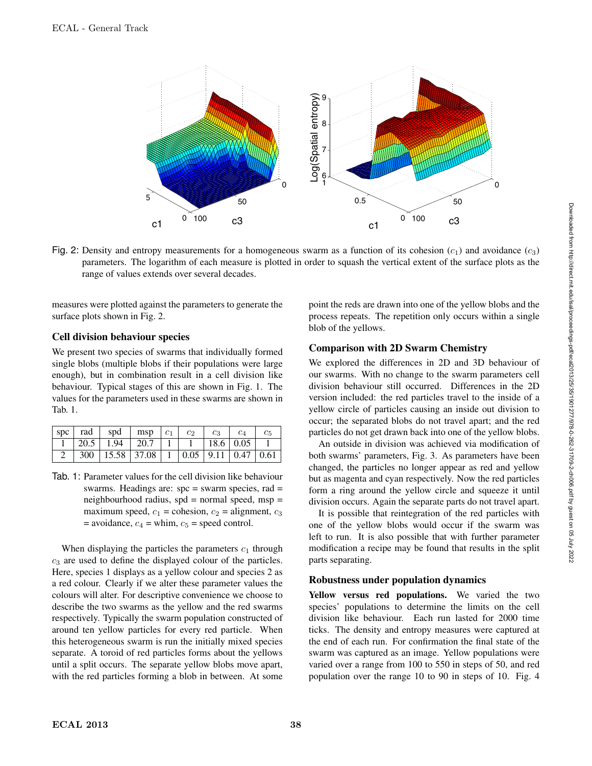Fig. 2: Density and entropy measurements for a homogeneous swarm as a function of its cohesion ($c_1$) and avoidance ($c_3$) parameters. The logarithm of each measure is plotted in order to squash the vertical extent of the surface plots as the range of values extends over several decades.

measures were plotted against the parameters to generate the surface plots shown in Fig. 2.

### Cell division behaviour species

We present two species of swarms that individually formed single blobs (multiple blobs if their populations were large enough), but in combination result in a cell division like behaviour. Typical stages of this are shown in Fig. 1. The values for the parameters used in these swarms are shown in Tab. 1.

| spc | rad | spd | msp | $c_1$ | $c_2$ | $c_3$ | $c_4$ | $c_5$ |
|---|---|---|---|---|---|---|---|---|
| 1 | 20.5 | 1.94 | 20.7 | 1 | 1 | 18.6 | 0.05 | 1 |
| 2 | 300 | 15.58 | 37.08 | 1 | 0.05 | 9.11 | 0.47 | 0.61 |

Tab. 1: Parameter values for the cell division like behaviour swarms. Headings are: spc = swarm species, rad = neighbourhood radius, spd = normal speed, msp = maximum speed, $c_1$ = cohesion, $c_2$ = alignment, $c_3$ = avoidance, $c_4$ = whim, $c_5$ = speed control.

When displaying the particles the parameters $c_1$ through $c_3$ are used to define the displayed colour of the particles. Here, species 1 displays as a yellow colour and species 2 as a red colour. Clearly if we alter these parameter values the colours will alter. For descriptive convenience we choose to describe the two swarms as the yellow and the red swarms respectively. Typically the swarm population constructed of around ten yellow particles for every red particle. When this heterogeneous swarm is run the initially mixed species separate. A toroid of red particles forms about the yellows until a split occurs. The separate yellow blobs move apart, with the red particles forming a blob in between. At some point the reds are drawn into one of the yellow blobs and the process repeats. The repetition only occurs within a single blob of the yellows.

### Comparison with 2D Swarm Chemistry

We explored the differences in 2D and 3D behaviour of our swarms. With no change to the swarm parameters cell division like behaviour still occurred. Differences in the 2D version included: the red particles travel to the inside of a yellow circle of particles causing an inside out division to occur; the separated blobs do not travel apart; and the red particles do not get drawn back into one of the yellow blobs.

An outside in division was achieved via modification of both swarms' parameters, Fig. 3. As parameters have been changed, the particles no longer appear as red and yellow but as magenta and cyan respectively. Now the red particles form a ring around the yellow circle and squeeze it until division occurs. Again the separate parts do not travel apart.

It is possible that reintegration of the red particles with one of the yellow blobs would occur if the swarm was left to run. It is also possible that with further parameter modification a recipe may be found that results in the split parts separating.

### Robustness under population dynamics

**Yellow versus red populations.** We varied the two species' populations to determine the limits on the cell division like behaviour. Each run lasted for 2000 time ticks. The density and entropy measures were captured at the end of each run. For confirmation the final state of the swarm was captured as an image. Yellow populations were varied over a range from 100 to 550 in steps of 50, and red population over the range 10 to 90 in steps of 10. Fig. 4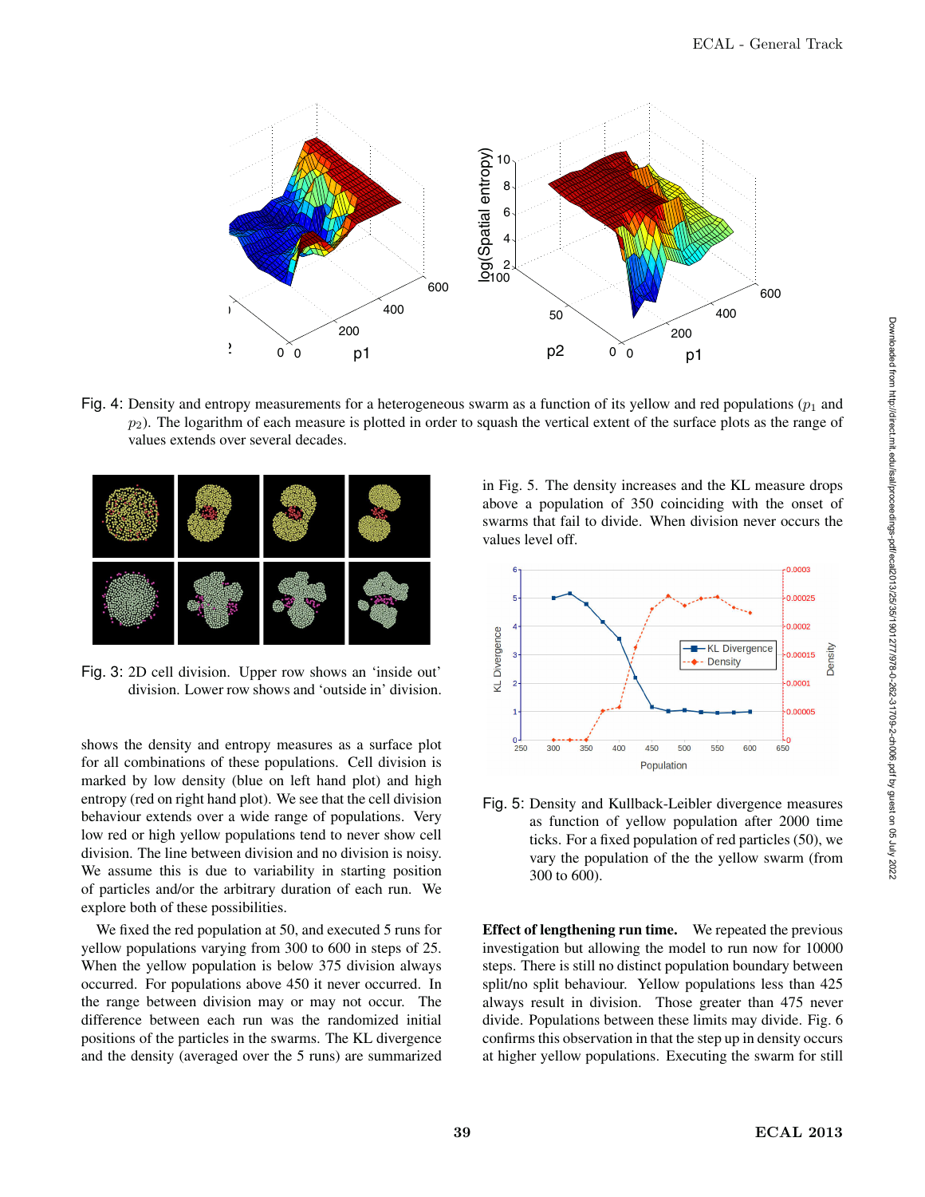Fig. 4: Density and entropy measurements for a heterogeneous swarm as a function of its yellow and red populations ($p_1$ and $p_2$). The logarithm of each measure is plotted in order to squash the vertical extent of the surface plots as the range of values extends over several decades.

Fig. 3: 2D cell division. Upper row shows an 'inside out' division. Lower row shows and 'outside in' division.

shows the density and entropy measures as a surface plot for all combinations of these populations. Cell division is marked by low density (blue on left hand plot) and high entropy (red on right hand plot). We see that the cell division behaviour extends over a wide range of populations. Very low red or high yellow populations tend to never show cell division. The line between division and no division is noisy. We assume this is due to variability in starting position of particles and/or the arbitrary duration of each run. We explore both of these possibilities.

We fixed the red population at 50, and executed 5 runs for yellow populations varying from 300 to 600 in steps of 25. When the yellow population is below 375 division always occurred. For populations above 450 it never occurred. In the range between division may or may not occur. The difference between each run was the randomized initial positions of the particles in the swarms. The KL divergence and the density (averaged over the 5 runs) are summarized in Fig. 5. The density increases and the KL measure drops above a population of 350 coinciding with the onset of swarms that fail to divide. When division never occurs the values level off.

Fig. 5: Density and Kullback-Leibler divergence measures as function of yellow population after 2000 time ticks. For a fixed population of red particles (50), we vary the population of the the yellow swarm (from 300 to 600).

**Effect of lengthening run time.** We repeated the previous investigation but allowing the model to run now for 10000 steps. There is still no distinct population boundary between split/no split behaviour. Yellow populations less than 425 always result in division. Those greater than 475 never divide. Populations between these limits may divide. Fig. 6 confirms this observation in that the step up in density occurs at higher yellow populations. Executing the swarm for still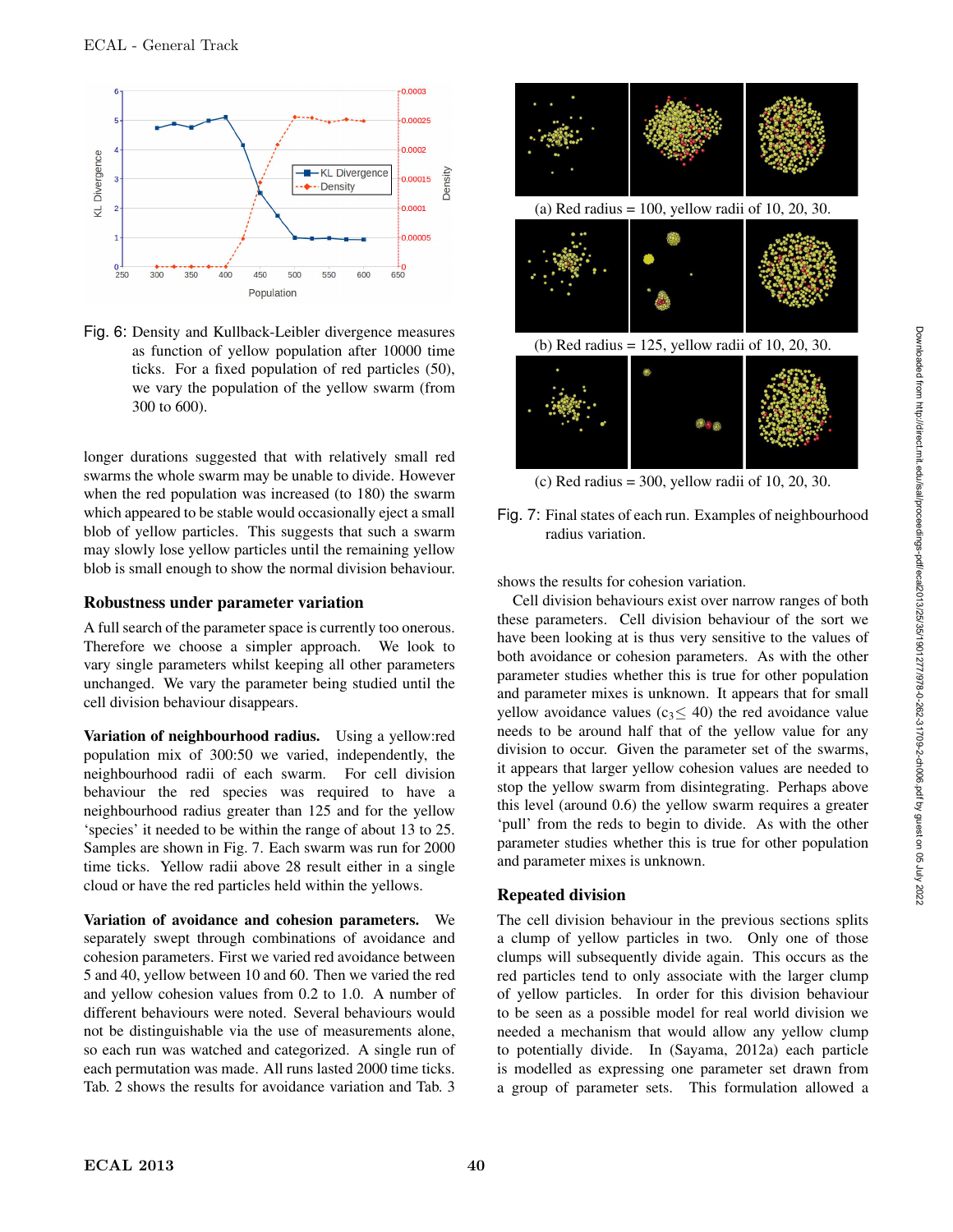Fig. 6: Density and Kullback-Leibler divergence measures as function of yellow population after 10000 time ticks. For a fixed population of red particles (50), we vary the population of the yellow swarm (from 300 to 600).

longer durations suggested that with relatively small red swarms the whole swarm may be unable to divide. However when the red population was increased (to 180) the swarm which appeared to be stable would occasionally eject a small blob of yellow particles. This suggests that such a swarm may slowly lose yellow particles until the remaining yellow blob is small enough to show the normal division behaviour.

## Robustness under parameter variation

A full search of the parameter space is currently too onerous. Therefore we choose a simpler approach. We look to vary single parameters whilst keeping all other parameters unchanged. We vary the parameter being studied until the cell division behaviour disappears.

**Variation of neighbourhood radius.** Using a yellow:red population mix of 300:50 we varied, independently, the neighbourhood radii of each swarm. For cell division behaviour the red species was required to have a neighbourhood radius greater than 125 and for the yellow 'species' it needed to be within the range of about 13 to 25. Samples are shown in Fig. 7. Each swarm was run for 2000 time ticks. Yellow radii above 28 result either in a single cloud or have the red particles held within the yellows.

**Variation of avoidance and cohesion parameters.** We separately swept through combinations of avoidance and cohesion parameters. First we varied red avoidance between 5 and 40, yellow between 10 and 60. Then we varied the red and yellow cohesion values from 0.2 to 1.0. A number of different behaviours were noted. Several behaviours would not be distinguishable via the use of measurements alone, so each run was watched and categorized. A single run of each permutation was made. All runs lasted 2000 time ticks. Tab. 2 shows the results for avoidance variation and Tab. 3 shows the results for cohesion variation.

(a) Red radius = 100, yellow radii of 10, 20, 30.

(b) Red radius = 125, yellow radii of 10, 20, 30.

(c) Red radius = 300, yellow radii of 10, 20, 30.

Fig. 7: Final states of each run. Examples of neighbourhood radius variation.

Cell division behaviours exist over narrow ranges of both these parameters. Cell division behaviour of the sort we have been looking at is thus very sensitive to the values of both avoidance or cohesion parameters. As with the other parameter studies whether this is true for other population and parameter mixes is unknown. It appears that for small yellow avoidance values ($c_3 \leq 40$) the red avoidance value needs to be around half that of the yellow value for any division to occur. Given the parameter set of the swarms, it appears that larger yellow cohesion values are needed to stop the yellow swarm from disintegrating. Perhaps above this level (around 0.6) the yellow swarm requires a greater 'pull' from the reds to begin to divide. As with the other parameter studies whether this is true for other population and parameter mixes is unknown.

## Repeated division

The cell division behaviour in the previous sections splits a clump of yellow particles in two. Only one of those clumps will subsequently divide again. This occurs as the red particles tend to only associate with the larger clump of yellow particles. In order for this division behaviour to be seen as a possible model for real world division we needed a mechanism that would allow any yellow clump to potentially divide. In (Sayama, 2012a) each particle is modelled as expressing one parameter set drawn from a group of parameter sets. This formulation allowed a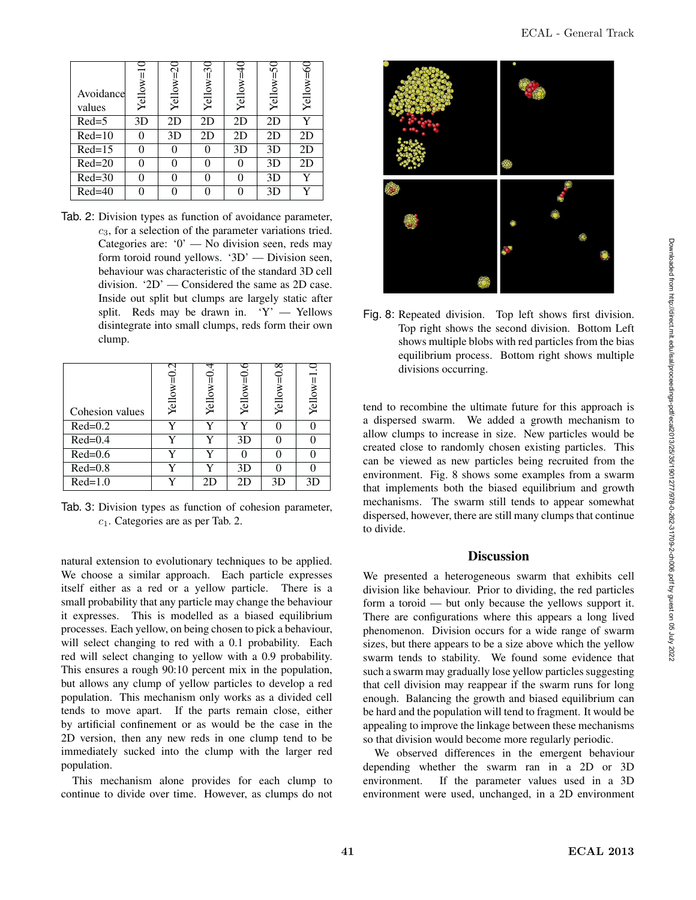| Avoidance values | Yellow=10 | Yellow=20 | Yellow=30 | Yellow=40 | Yellow=50 | Yellow=60 |
|---|---|---|---|---|---|---|
| Red=5 | 3D | 2D | 2D | 2D | 2D | Y |
| Red=10 | 0 | 3D | 2D | 2D | 2D | 2D |
| Red=15 | 0 | 0 | 0 | 3D | 3D | 2D |
| Red=20 | 0 | 0 | 0 | 0 | 3D | 2D |
| Red=30 | 0 | 0 | 0 | 0 | 3D | Y |
| Red=40 | 0 | 0 | 0 | 0 | 3D | Y |

Tab. 2: Division types as function of avoidance parameter, $c_3$, for a selection of the parameter variations tried. Categories are: '0' — No division seen, reds may form toroid round yellows. '3D' — Division seen, behaviour was characteristic of the standard 3D cell division. '2D' — Considered the same as 2D case. Inside out split but clumps are largely static after split. Reds may be drawn in. 'Y' — Yellows disintegrate into small clumps, reds form their own clump.

| Cohesion values | Yellow=0.2 | Yellow=0.4 | Yellow=0.6 | Yellow=0.8 | Yellow=1.0 |
|---|---|---|---|---|---|
| Red=0.2 | Y | Y | Y | 0 | 0 |
| Red=0.4 | Y | Y | 3D | 0 | 0 |
| Red=0.6 | Y | Y | 0 | 0 | 0 |
| Red=0.8 | Y | Y | 3D | 0 | 0 |
| Red=1.0 | Y | 2D | 2D | 3D | 3D |

Tab. 3: Division types as function of cohesion parameter, $c_1$. Categories are as per Tab. 2.

natural extension to evolutionary techniques to be applied. We choose a similar approach. Each particle expresses itself either as a red or a yellow particle. There is a small probability that any particle may change the behaviour it expresses. This is modelled as a biased equilibrium processes. Each yellow, on being chosen to pick a behaviour, will select changing to red with a 0.1 probability. Each red will select changing to yellow with a 0.9 probability. This ensures a rough 90:10 percent mix in the population, but allows any clump of yellow particles to develop a red population. This mechanism only works as a divided cell tends to move apart. If the parts remain close, either by artificial confinement or as would be the case in the 2D version, then any new reds in one clump tend to be immediately sucked into the clump with the larger red population.

This mechanism alone provides for each clump to continue to divide over time. However, as clumps do not tend to recombine the ultimate future for this approach is a dispersed swarm. We added a growth mechanism to allow clumps to increase in size. New particles would be created close to randomly chosen existing particles. This can be viewed as new particles being recruited from the environment. Fig. 8 shows some examples from a swarm that implements both the biased equilibrium and growth mechanisms. The swarm still tends to appear somewhat dispersed, however, there are still many clumps that continue to divide.

Fig. 8: Repeated division. Top left shows first division. Top right shows the second division. Bottom Left shows multiple blobs with red particles from the bias equilibrium process. Bottom right shows multiple divisions occurring.

## Discussion

We presented a heterogeneous swarm that exhibits cell division like behaviour. Prior to dividing, the red particles form a toroid — but only because the yellows support it. There are configurations where this appears a long lived phenomenon. Division occurs for a wide range of swarm sizes, but there appears to be a size above which the yellow swarm tends to stability. We found some evidence that such a swarm may gradually lose yellow particles suggesting that cell division may reappear if the swarm runs for long enough. Balancing the growth and biased equilibrium can be hard and the population will tend to fragment. It would be appealing to improve the linkage between these mechanisms so that division would become more regularly periodic.

We observed differences in the emergent behaviour depending whether the swarm ran in a 2D or 3D environment. If the parameter values used in a 3D environment were used, unchanged, in a 2D environment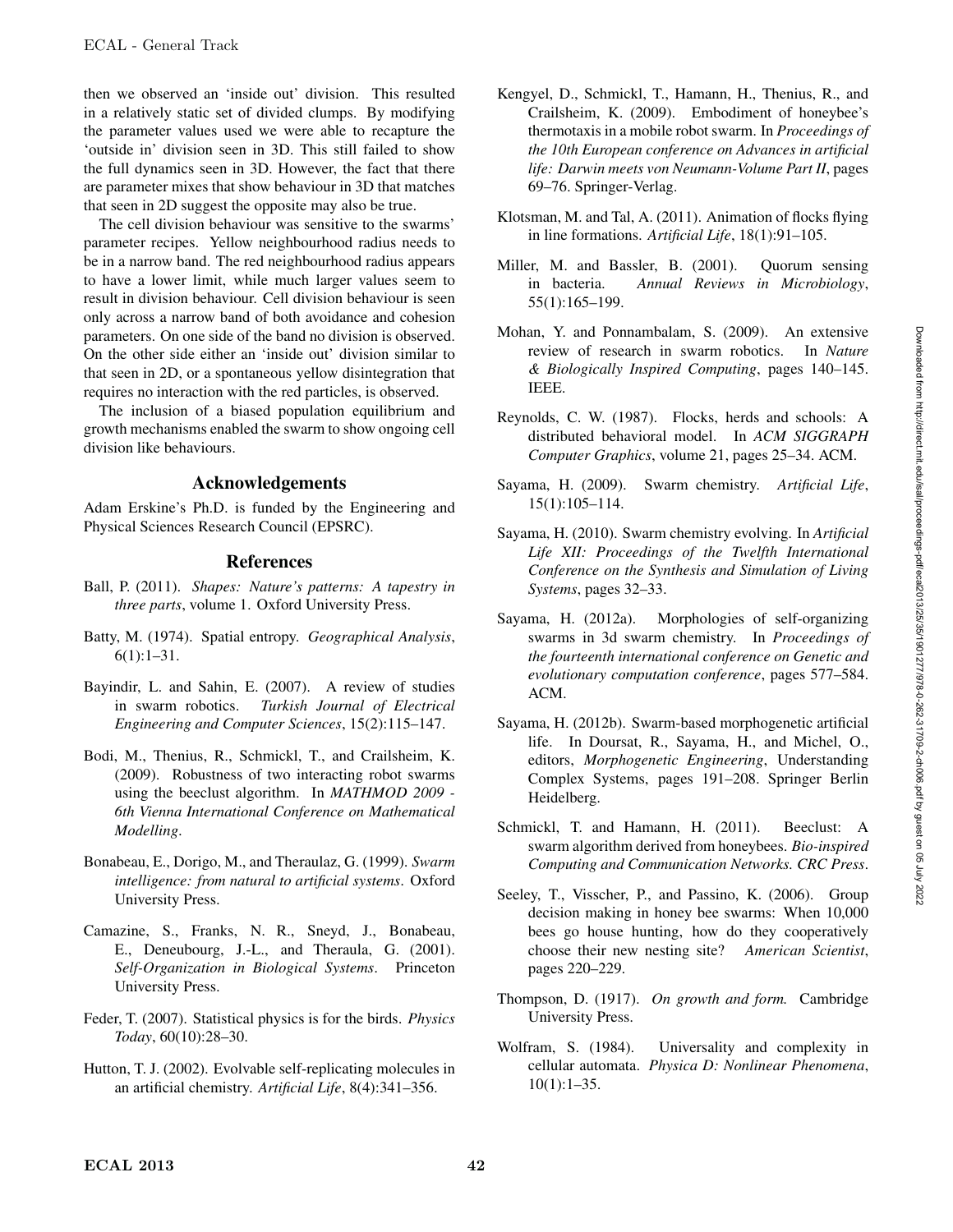then we observed an 'inside out' division. This resulted in a relatively static set of divided clumps. By modifying the parameter values used we were able to recapture the 'outside in' division seen in 3D. This still failed to show the full dynamics seen in 3D. However, the fact that there are parameter mixes that show behaviour in 3D that matches that seen in 2D suggest the opposite may also be true.

The cell division behaviour was sensitive to the swarms' parameter recipes. Yellow neighbourhood radius needs to be in a narrow band. The red neighbourhood radius appears to have a lower limit, while much larger values seem to result in division behaviour. Cell division behaviour is seen only across a narrow band of both avoidance and cohesion parameters. On one side of the band no division is observed. On the other side either an 'inside out' division similar to that seen in 2D, or a spontaneous yellow disintegration that requires no interaction with the red particles, is observed.

The inclusion of a biased population equilibrium and growth mechanisms enabled the swarm to show ongoing cell division like behaviours.

## Acknowledgements

Adam Erskine's Ph.D. is funded by the Engineering and Physical Sciences Research Council (EPSRC).

## References

Ball, P. (2011). *Shapes: Nature's patterns: A tapestry in three parts*, volume 1. Oxford University Press.

Batty, M. (1974). Spatial entropy. *Geographical Analysis*, 6(1):1–31.

Bayindir, L. and Sahin, E. (2007). A review of studies in swarm robotics. *Turkish Journal of Electrical Engineering and Computer Sciences*, 15(2):115–147.

Bodi, M., Thenius, R., Schmickl, T., and Crailsheim, K. (2009). Robustness of two interacting robot swarms using the beeclust algorithm. In *MATHMOD 2009 - 6th Vienna International Conference on Mathematical Modelling*.

Bonabeau, E., Dorigo, M., and Theraulaz, G. (1999). *Swarm intelligence: from natural to artificial systems*. Oxford University Press.

Camazine, S., Franks, N. R., Sneyd, J., Bonabeau, E., Deneubourg, J.-L., and Theraula, G. (2001). *Self-Organization in Biological Systems*. Princeton University Press.

Feder, T. (2007). Statistical physics is for the birds. *Physics Today*, 60(10):28–30.

Hutton, T. J. (2002). Evolvable self-replicating molecules in an artificial chemistry. *Artificial Life*, 8(4):341–356.

Kengyel, D., Schmickl, T., Hamann, H., Thenius, R., and Crailsheim, K. (2009). Embodiment of honeybee's thermotaxis in a mobile robot swarm. In *Proceedings of the 10th European conference on Advances in artificial life: Darwin meets von Neumann-Volume Part II*, pages 69–76. Springer-Verlag.

Klotsman, M. and Tal, A. (2011). Animation of flocks flying in line formations. *Artificial Life*, 18(1):91–105.

Miller, M. and Bassler, B. (2001). Quorum sensing in bacteria. *Annual Reviews in Microbiology*, 55(1):165–199.

Mohan, Y. and Ponnambalam, S. (2009). An extensive review of research in swarm robotics. In *Nature & Biologically Inspired Computing*, pages 140–145. IEEE.

Reynolds, C. W. (1987). Flocks, herds and schools: A distributed behavioral model. In *ACM SIGGRAPH Computer Graphics*, volume 21, pages 25–34. ACM.

Sayama, H. (2009). Swarm chemistry. *Artificial Life*, 15(1):105–114.

Sayama, H. (2010). Swarm chemistry evolving. In *Artificial Life XII: Proceedings of the Twelfth International Conference on the Synthesis and Simulation of Living Systems*, pages 32–33.

Sayama, H. (2012a). Morphologies of self-organizing swarms in 3d swarm chemistry. In *Proceedings of the fourteenth international conference on Genetic and evolutionary computation conference*, pages 577–584. ACM.

Sayama, H. (2012b). Swarm-based morphogenetic artificial life. In Doursat, R., Sayama, H., and Michel, O., editors, *Morphogenetic Engineering*, Understanding Complex Systems, pages 191–208. Springer Berlin Heidelberg.

Schmickl, T. and Hamann, H. (2011). Beeclust: A swarm algorithm derived from honeybees. *Bio-inspired Computing and Communication Networks. CRC Press*.

Seeley, T., Visscher, P., and Passino, K. (2006). Group decision making in honey bee swarms: When 10,000 bees go house hunting, how do they cooperatively choose their new nesting site? *American Scientist*, pages 220–229.

Thompson, D. (1917). *On growth and form.* Cambridge University Press.

Wolfram, S. (1984). Universality and complexity in cellular automata. *Physica D: Nonlinear Phenomena*, 10(1):1–35.